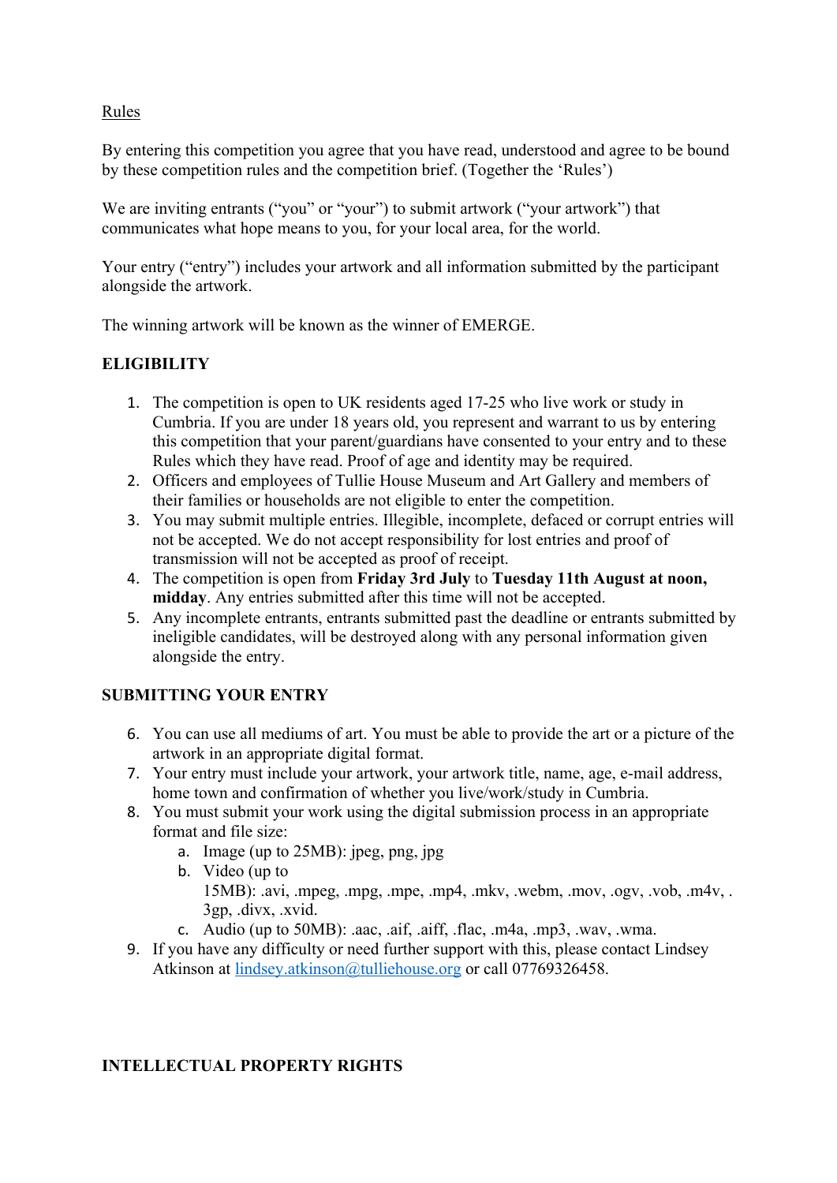Rules

By entering this competition you agree that you have read, understood and agree to be bound by these competition rules and the competition brief. (Together the 'Rules')

We are inviting entrants ("you" or "your") to submit artwork ("your artwork") that communicates what hope means to you, for your local area, for the world.

Your entry ("entry") includes your artwork and all information submitted by the participant alongside the artwork.

The winning artwork will be known as the winner of EMERGE.

**ELIGIBILITY**

1. The competition is open to UK residents aged 17-25 who live work or study in Cumbria. If you are under 18 years old, you represent and warrant to us by entering this competition that your parent/guardians have consented to your entry and to these Rules which they have read. Proof of age and identity may be required.
2. Officers and employees of Tullie House Museum and Art Gallery and members of their families or households are not eligible to enter the competition.
3. You may submit multiple entries. Illegible, incomplete, defaced or corrupt entries will not be accepted. We do not accept responsibility for lost entries and proof of transmission will not be accepted as proof of receipt.
4. The competition is open from **Friday 3rd July** to **Tuesday 11th August at noon, midday**. Any entries submitted after this time will not be accepted.
5. Any incomplete entrants, entrants submitted past the deadline or entrants submitted by ineligible candidates, will be destroyed along with any personal information given alongside the entry.

**SUBMITTING YOUR ENTRY**

6. You can use all mediums of art. You must be able to provide the art or a picture of the artwork in an appropriate digital format.
7. Your entry must include your artwork, your artwork title, name, age, e-mail address, home town and confirmation of whether you live/work/study in Cumbria.
8. You must submit your work using the digital submission process in an appropriate format and file size:
    a. Image (up to 25MB): jpeg, png, jpg
    b. Video (up to 15MB): .avi, .mpeg, .mpg, .mpe, .mp4, .mkv, .webm, .mov, .ogv, .vob, .m4v, .3gp, .divx, .xvid.
    c. Audio (up to 50MB): .aac, .aif, .aiff, .flac, .m4a, .mp3, .wav, .wma.
9. If you have any difficulty or need further support with this, please contact Lindsey Atkinson at lindsey.atkinson@tulliehouse.org or call 07769326458.

**INTELLECTUAL PROPERTY RIGHTS**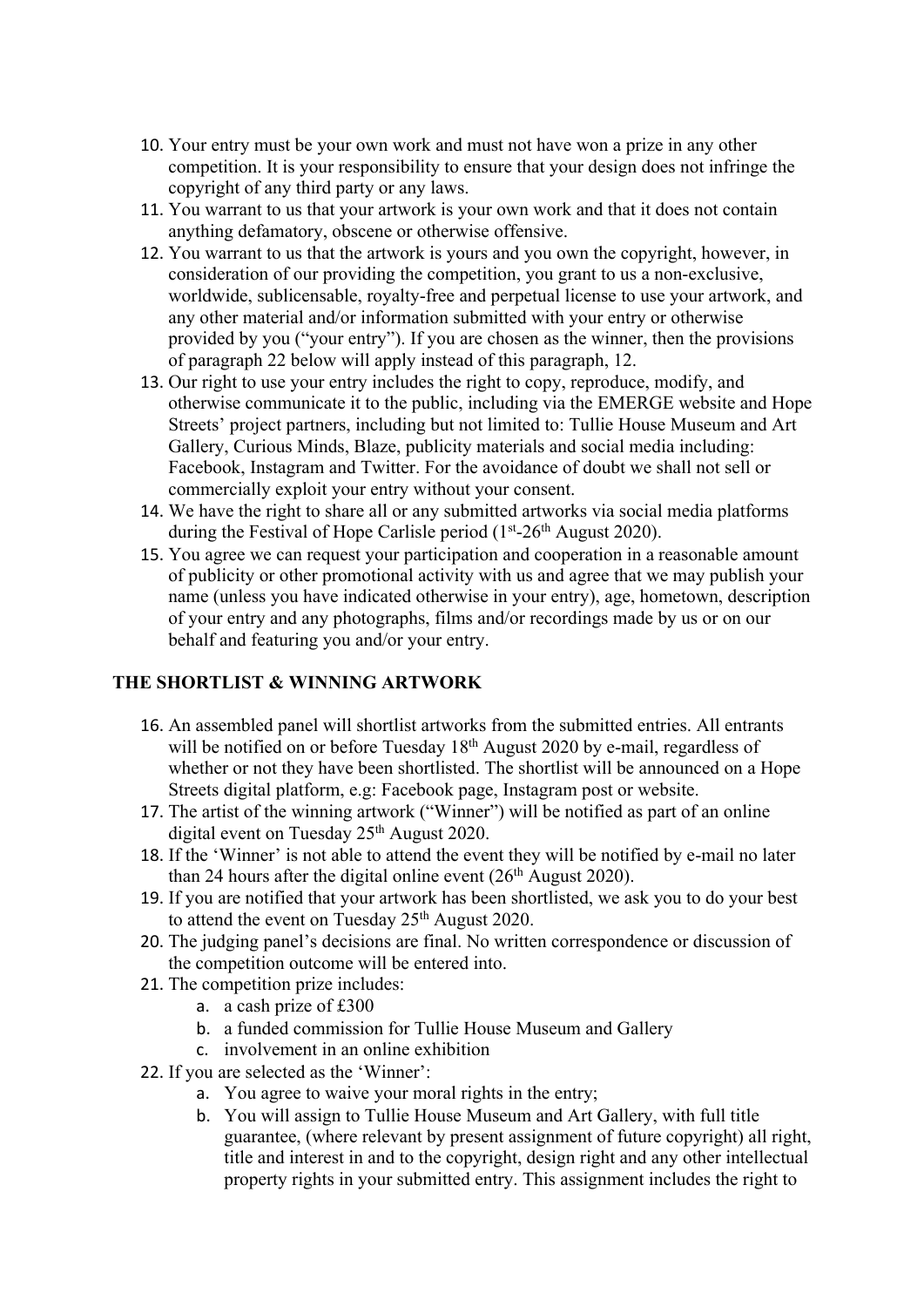10. Your entry must be your own work and must not have won a prize in any other competition. It is your responsibility to ensure that your design does not infringe the copyright of any third party or any laws.
11. You warrant to us that your artwork is your own work and that it does not contain anything defamatory, obscene or otherwise offensive.
12. You warrant to us that the artwork is yours and you own the copyright, however, in consideration of our providing the competition, you grant to us a non-exclusive, worldwide, sublicensable, royalty-free and perpetual license to use your artwork, and any other material and/or information submitted with your entry or otherwise provided by you ("your entry"). If you are chosen as the winner, then the provisions of paragraph 22 below will apply instead of this paragraph, 12.
13. Our right to use your entry includes the right to copy, reproduce, modify, and otherwise communicate it to the public, including via the EMERGE website and Hope Streets' project partners, including but not limited to: Tullie House Museum and Art Gallery, Curious Minds, Blaze, publicity materials and social media including: Facebook, Instagram and Twitter. For the avoidance of doubt we shall not sell or commercially exploit your entry without your consent.
14. We have the right to share all or any submitted artworks via social media platforms during the Festival of Hope Carlisle period (1st-26th August 2020).
15. You agree we can request your participation and cooperation in a reasonable amount of publicity or other promotional activity with us and agree that we may publish your name (unless you have indicated otherwise in your entry), age, hometown, description of your entry and any photographs, films and/or recordings made by us or on our behalf and featuring you and/or your entry.

**THE SHORTLIST & WINNING ARTWORK**

16. An assembled panel will shortlist artworks from the submitted entries. All entrants will be notified on or before Tuesday 18th August 2020 by e-mail, regardless of whether or not they have been shortlisted. The shortlist will be announced on a Hope Streets digital platform, e.g: Facebook page, Instagram post or website.
17. The artist of the winning artwork ("Winner") will be notified as part of an online digital event on Tuesday 25th August 2020.
18. If the 'Winner' is not able to attend the event they will be notified by e-mail no later than 24 hours after the digital online event (26th August 2020).
19. If you are notified that your artwork has been shortlisted, we ask you to do your best to attend the event on Tuesday 25th August 2020.
20. The judging panel's decisions are final. No written correspondence or discussion of the competition outcome will be entered into.
21. The competition prize includes:
    a. a cash prize of £300
    b. a funded commission for Tullie House Museum and Gallery
    c. involvement in an online exhibition
22. If you are selected as the 'Winner':
    a. You agree to waive your moral rights in the entry;
    b. You will assign to Tullie House Museum and Art Gallery, with full title guarantee, (where relevant by present assignment of future copyright) all right, title and interest in and to the copyright, design right and any other intellectual property rights in your submitted entry. This assignment includes the right to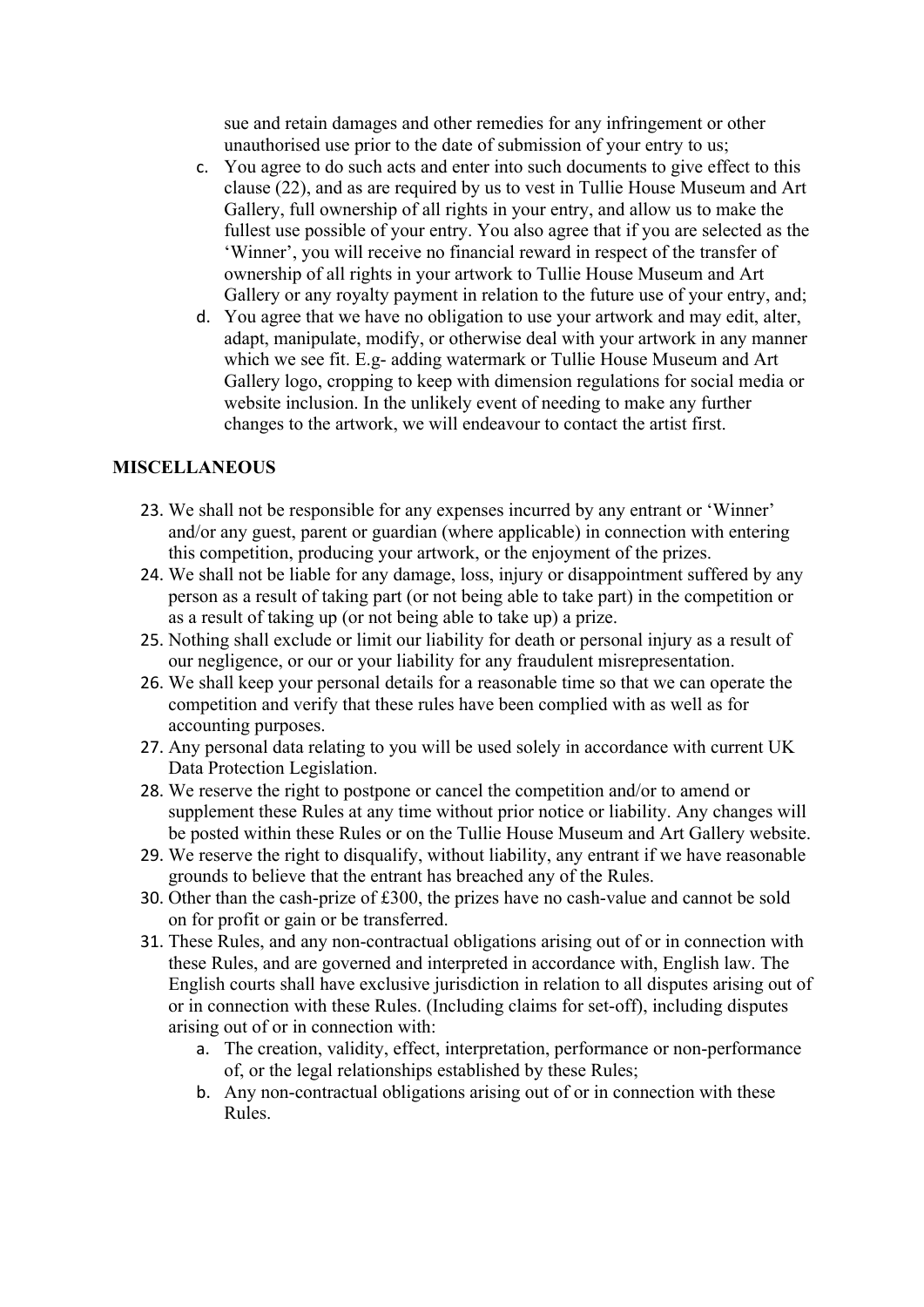sue and retain damages and other remedies for any infringement or other unauthorised use prior to the date of submission of your entry to us;

c. You agree to do such acts and enter into such documents to give effect to this clause (22), and as are required by us to vest in Tullie House Museum and Art Gallery, full ownership of all rights in your entry, and allow us to make the fullest use possible of your entry. You also agree that if you are selected as the 'Winner', you will receive no financial reward in respect of the transfer of ownership of all rights in your artwork to Tullie House Museum and Art Gallery or any royalty payment in relation to the future use of your entry, and;
d. You agree that we have no obligation to use your artwork and may edit, alter, adapt, manipulate, modify, or otherwise deal with your artwork in any manner which we see fit. E.g- adding watermark or Tullie House Museum and Art Gallery logo, cropping to keep with dimension regulations for social media or website inclusion. In the unlikely event of needing to make any further changes to the artwork, we will endeavour to contact the artist first.

**MISCELLANEOUS**

23. We shall not be responsible for any expenses incurred by any entrant or 'Winner' and/or any guest, parent or guardian (where applicable) in connection with entering this competition, producing your artwork, or the enjoyment of the prizes.
24. We shall not be liable for any damage, loss, injury or disappointment suffered by any person as a result of taking part (or not being able to take part) in the competition or as a result of taking up (or not being able to take up) a prize.
25. Nothing shall exclude or limit our liability for death or personal injury as a result of our negligence, or our or your liability for any fraudulent misrepresentation.
26. We shall keep your personal details for a reasonable time so that we can operate the competition and verify that these rules have been complied with as well as for accounting purposes.
27. Any personal data relating to you will be used solely in accordance with current UK Data Protection Legislation.
28. We reserve the right to postpone or cancel the competition and/or to amend or supplement these Rules at any time without prior notice or liability. Any changes will be posted within these Rules or on the Tullie House Museum and Art Gallery website.
29. We reserve the right to disqualify, without liability, any entrant if we have reasonable grounds to believe that the entrant has breached any of the Rules.
30. Other than the cash-prize of £300, the prizes have no cash-value and cannot be sold on for profit or gain or be transferred.
31. These Rules, and any non-contractual obligations arising out of or in connection with these Rules, and are governed and interpreted in accordance with, English law. The English courts shall have exclusive jurisdiction in relation to all disputes arising out of or in connection with these Rules. (Including claims for set-off), including disputes arising out of or in connection with:
    a. The creation, validity, effect, interpretation, performance or non-performance of, or the legal relationships established by these Rules;
    b. Any non-contractual obligations arising out of or in connection with these Rules.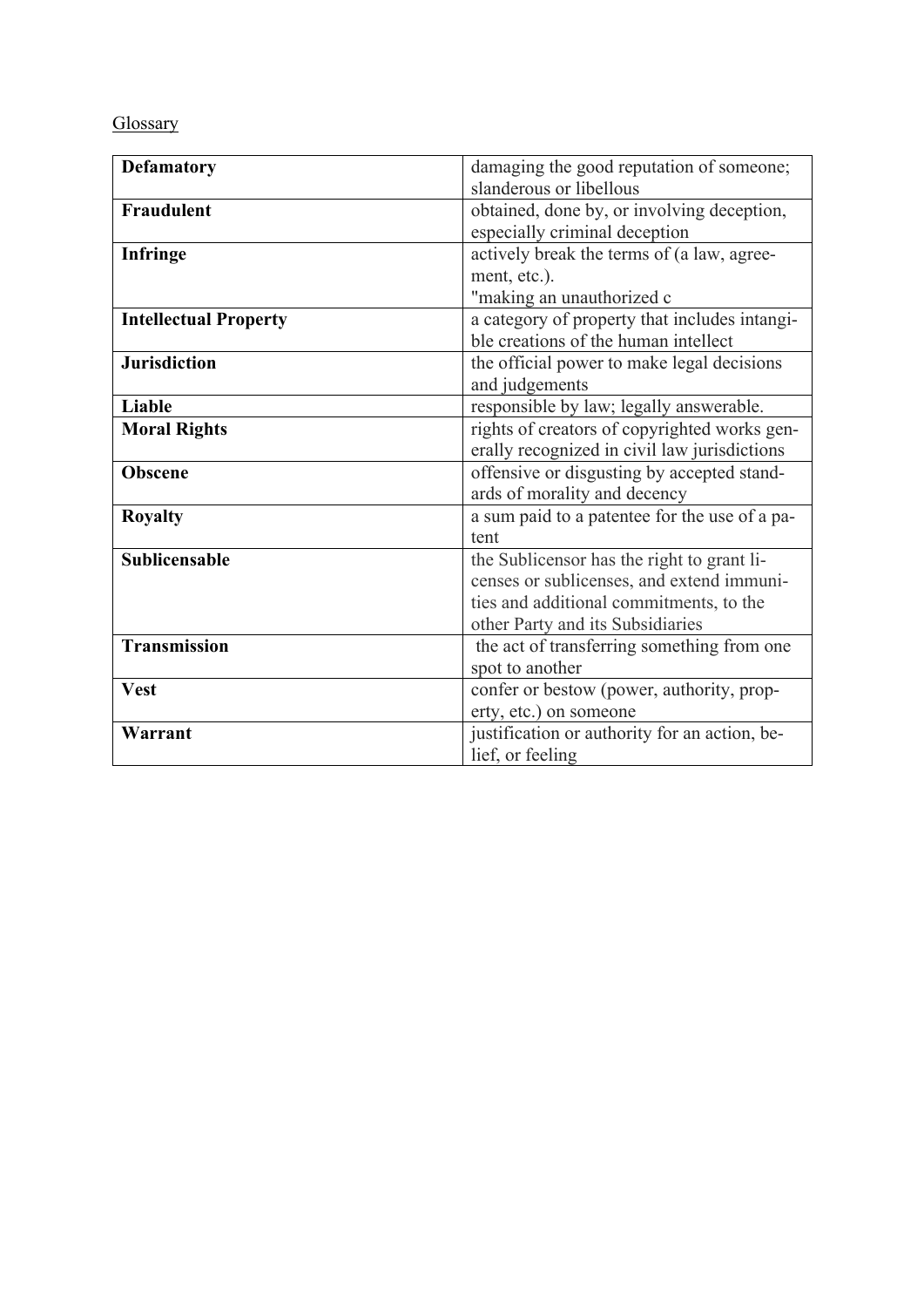Glossary

| | |
|---|---|
| **Defamatory** | damaging the good reputation of someone; slanderous or libellous |
| **Fraudulent** | obtained, done by, or involving deception, especially criminal deception |
| **Infringe** | actively break the terms of (a law, agreement, etc.).<br>"making an unauthorized c |
| **Intellectual Property** | a category of property that includes intangible creations of the human intellect |
| **Jurisdiction** | the official power to make legal decisions and judgements |
| **Liable** | responsible by law; legally answerable. |
| **Moral Rights** | rights of creators of copyrighted works generally recognized in civil law jurisdictions |
| **Obscene** | offensive or disgusting by accepted standards of morality and decency |
| **Royalty** | a sum paid to a patentee for the use of a patent |
| **Sublicensable** | the Sublicensor has the right to grant licenses or sublicenses, and extend immunities and additional commitments, to the other Party and its Subsidiaries |
| **Transmission** | the act of transferring something from one spot to another |
| **Vest** | confer or bestow (power, authority, property, etc.) on someone |
| **Warrant** | justification or authority for an action, belief, or feeling |